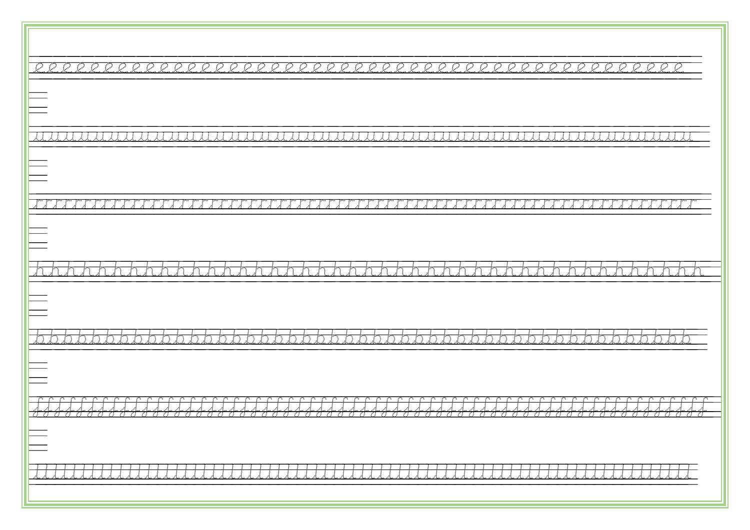| <u> TITILITITITITITITITITITITITI</u><br>an na mara<br>an na mara<br>at a<br>al dal del<br>and and a<br>-11 |
|------------------------------------------------------------------------------------------------------------|
|                                                                                                            |
|                                                                                                            |
|                                                                                                            |
|                                                                                                            |
|                                                                                                            |
|                                                                                                            |
|                                                                                                            |
|                                                                                                            |
|                                                                                                            |
|                                                                                                            |
|                                                                                                            |
|                                                                                                            |

- I r